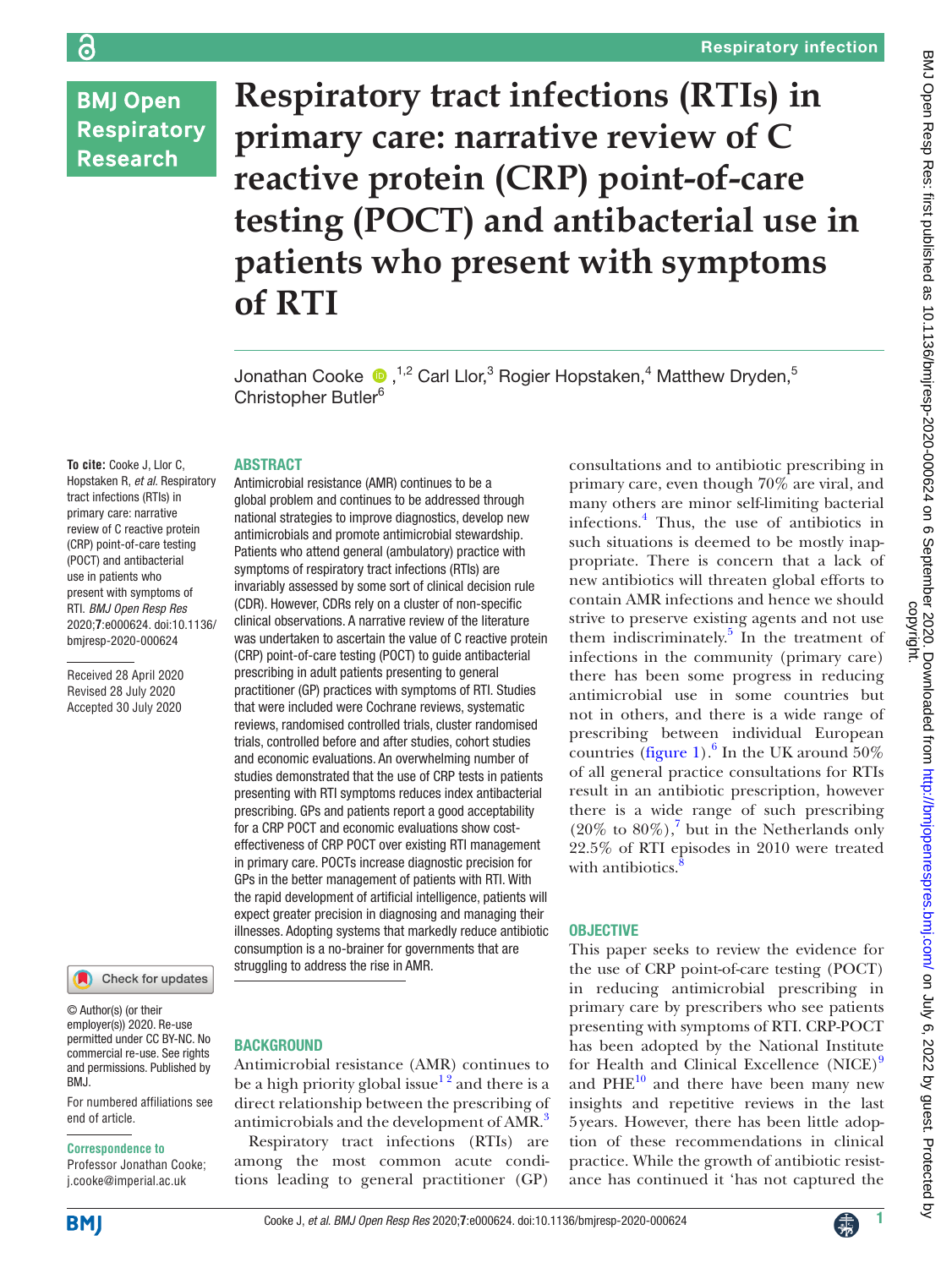# Respiratory tract infections (RTIs) in primary care: narrative review of C reactive protein (CRP) point-of-care testing (POCT) and antibacterial use in patients who present with symptoms of RTI

Jonathan Cooke [1,2] Carl Llor,[3] Rogier Hopstaken,[4] Matthew Dryden,[5] Christopher Butler[6]

**To cite:** Cooke J, Llor C, Hopstaken R, *et al*. Respiratory tract infections (RTIs) in primary care: narrative review of C reactive protein (CRP) point-of-care testing (POCT) and antibacterial use in patients who present with symptoms of RTI. *BMJ Open Resp Res* 2020;**7**:e000624. doi:10.1136/bmjresp-2020-000624

Received 28 April 2020
Revised 28 July 2020
Accepted 30 July 2020

© Author(s) (or their employer(s)) 2020. Re-use permitted under CC BY-NC. No commercial re-use. See rights and permissions. Published by BMJ.

For numbered affiliations see end of article.

**Correspondence to**
Professor Jonathan Cooke; j.cooke@imperial.ac.uk

## ABSTRACT

Antimicrobial resistance (AMR) continues to be a global problem and continues to be addressed through national strategies to improve diagnostics, develop new antimicrobials and promote antimicrobial stewardship. Patients who attend general (ambulatory) practice with symptoms of respiratory tract infections (RTIs) are invariably assessed by some sort of clinical decision rule (CDR). However, CDRs rely on a cluster of non-specific clinical observations. A narrative review of the literature was undertaken to ascertain the value of C reactive protein (CRP) point-of-care testing (POCT) to guide antibacterial prescribing in adult patients presenting to general practitioner (GP) practices with symptoms of RTI. Studies that were included were Cochrane reviews, systematic reviews, randomised controlled trials, cluster randomised trials, controlled before and after studies, cohort studies and economic evaluations. An overwhelming number of studies demonstrated that the use of CRP tests in patients presenting with RTI symptoms reduces index antibacterial prescribing. GPs and patients report a good acceptability for a CRP POCT and economic evaluations show cost-effectiveness of CRP POCT over existing RTI management in primary care. POCTs increase diagnostic precision for GPs in the better management of patients with RTI. With the rapid development of artificial intelligence, patients will expect greater precision in diagnosing and managing their illnesses. Adopting systems that markedly reduce antibiotic consumption is a no-brainer for governments that are struggling to address the rise in AMR.

## BACKGROUND

Antimicrobial resistance (AMR) continues to be a high priority global issue[1,2] and there is a direct relationship between the prescribing of antimicrobials and the development of AMR.[3]

Respiratory tract infections (RTIs) are among the most common acute conditions leading to general practitioner (GP) consultations and to antibiotic prescribing in primary care, even though 70% are viral, and many others are minor self-limiting bacterial infections.[4] Thus, the use of antibiotics in such situations is deemed to be mostly inappropriate. There is concern that a lack of new antibiotics will threaten global efforts to contain AMR infections and hence we should strive to preserve existing agents and not use them indiscriminately.[5] In the treatment of infections in the community (primary care) there has been some progress in reducing antimicrobial use in some countries but not in others, and there is a wide range of prescribing between individual European countries (figure 1).[6] In the UK around 50% of all general practice consultations for RTIs result in an antibiotic prescription, however there is a wide range of such prescribing (20% to 80%),[7] but in the Netherlands only 22.5% of RTI episodes in 2010 were treated with antibiotics.[8]

## OBJECTIVE

This paper seeks to review the evidence for the use of CRP point-of-care testing (POCT) in reducing antimicrobial prescribing in primary care by prescribers who see patients presenting with symptoms of RTI. CRP-POCT has been adopted by the National Institute for Health and Clinical Excellence (NICE)[9] and PHE[10] and there have been many new insights and repetitive reviews in the last 5 years. However, there has been little adoption of these recommendations in clinical practice. While the growth of antibiotic resistance has continued it 'has not captured the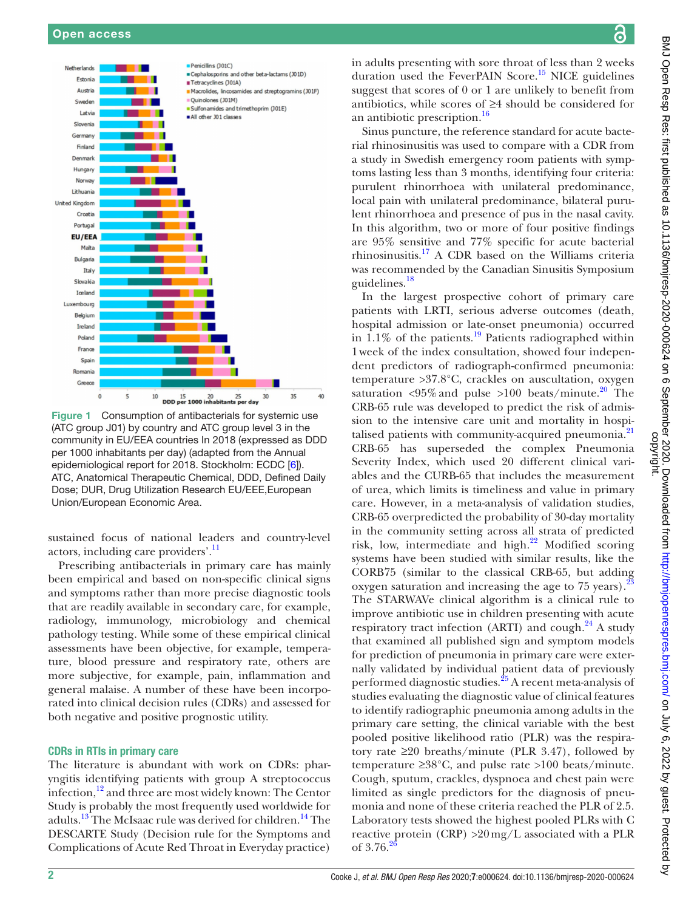Figure 1 Consumption of antibacterials for systemic use (ATC group J01) by country and ATC group level 3 in the community in EU/EEA countries In 2018 (expressed as DDD per 1000 inhabitants per day) (adapted from the Annual epidemiological report for 2018. Stockholm: ECDC [6]). ATC, Anatomical Therapeutic Chemical, DDD, Defined Daily Dose; DUR, Drug Utilization Research EU/EEE,European Union/European Economic Area.

sustained focus of national leaders and country-level actors, including care providers'.[11]

Prescribing antibacterials in primary care has mainly been empirical and based on non-specific clinical signs and symptoms rather than more precise diagnostic tools that are readily available in secondary care, for example, radiology, immunology, microbiology and chemical pathology testing. While some of these empirical clinical assessments have been objective, for example, temperature, blood pressure and respiratory rate, others are more subjective, for example, pain, inflammation and general malaise. A number of these have been incorporated into clinical decision rules (CDRs) and assessed for both negative and positive prognostic utility.

## CDRs in RTIs in primary care

The literature is abundant with work on CDRs: pharyngitis identifying patients with group A streptococcus infection,[12] and three are most widely known: The Centor Study is probably the most frequently used worldwide for adults.[13] The McIsaac rule was derived for children.[14] The DESCARTE Study (Decision rule for the Symptoms and Complications of Acute Red Throat in Everyday practice) in adults presenting with sore throat of less than 2 weeks duration used the FeverPAIN Score.[15] NICE guidelines suggest that scores of 0 or 1 are unlikely to benefit from antibiotics, while scores of ≥4 should be considered for an antibiotic prescription.[16]

Sinus puncture, the reference standard for acute bacterial rhinosinusitis was used to compare with a CDR from a study in Swedish emergency room patients with symptoms lasting less than 3 months, identifying four criteria: purulent rhinorrhoea with unilateral predominance, local pain with unilateral predominance, bilateral purulent rhinorrhoea and presence of pus in the nasal cavity. In this algorithm, two or more of four positive findings are 95% sensitive and 77% specific for acute bacterial rhinosinusitis.[17] A CDR based on the Williams criteria was recommended by the Canadian Sinusitis Symposium guidelines.[18]

In the largest prospective cohort of primary care patients with LRTI, serious adverse outcomes (death, hospital admission or late-onset pneumonia) occurred in 1.1% of the patients.[19] Patients radiographed within 1 week of the index consultation, showed four independent predictors of radiograph-confirmed pneumonia: temperature >37.8°C, crackles on auscultation, oxygen saturation <95% and pulse >100 beats/minute.[20] The CRB-65 rule was developed to predict the risk of admission to the intensive care unit and mortality in hospitalised patients with community-acquired pneumonia.[21] CRB-65 has superseded the complex Pneumonia Severity Index, which used 20 different clinical variables and the CURB-65 that includes the measurement of urea, which limits is timeliness and value in primary care. However, in a meta-analysis of validation studies, CRB-65 overpredicted the probability of 30-day mortality in the community setting across all strata of predicted risk, intermediate and high.[22] Modified scoring systems have been studied with similar results, like the CORB75 (similar to the classical CRB-65, but adding oxygen saturation and increasing the age to 75 years).[23] The STARWAVe clinical algorithm is a clinical rule to improve antibiotic use in children presenting with acute respiratory tract infection (ARTI) and cough.[24] A study that examined all published sign and symptom models for prediction of pneumonia in primary care were externally validated by individual patient data of previously performed diagnostic studies.[25] A recent meta-analysis of studies evaluating the diagnostic value of clinical features to identify radiographic pneumonia among adults in the primary care setting, the clinical variable with the best pooled positive likelihood ratio (PLR) was the respiratory rate ≥20 breaths/minute (PLR 3.47), followed by temperature ≥38°C, and pulse rate >100 beats/minute. Cough, sputum, crackles, dyspnoea and chest pain were limited as single predictors for the diagnosis of pneumonia and none of these criteria reached the PLR of 2.5. Laboratory tests showed the highest pooled PLRs with C reactive protein (CRP) >20 mg/L associated with a PLR of 3.76.[26]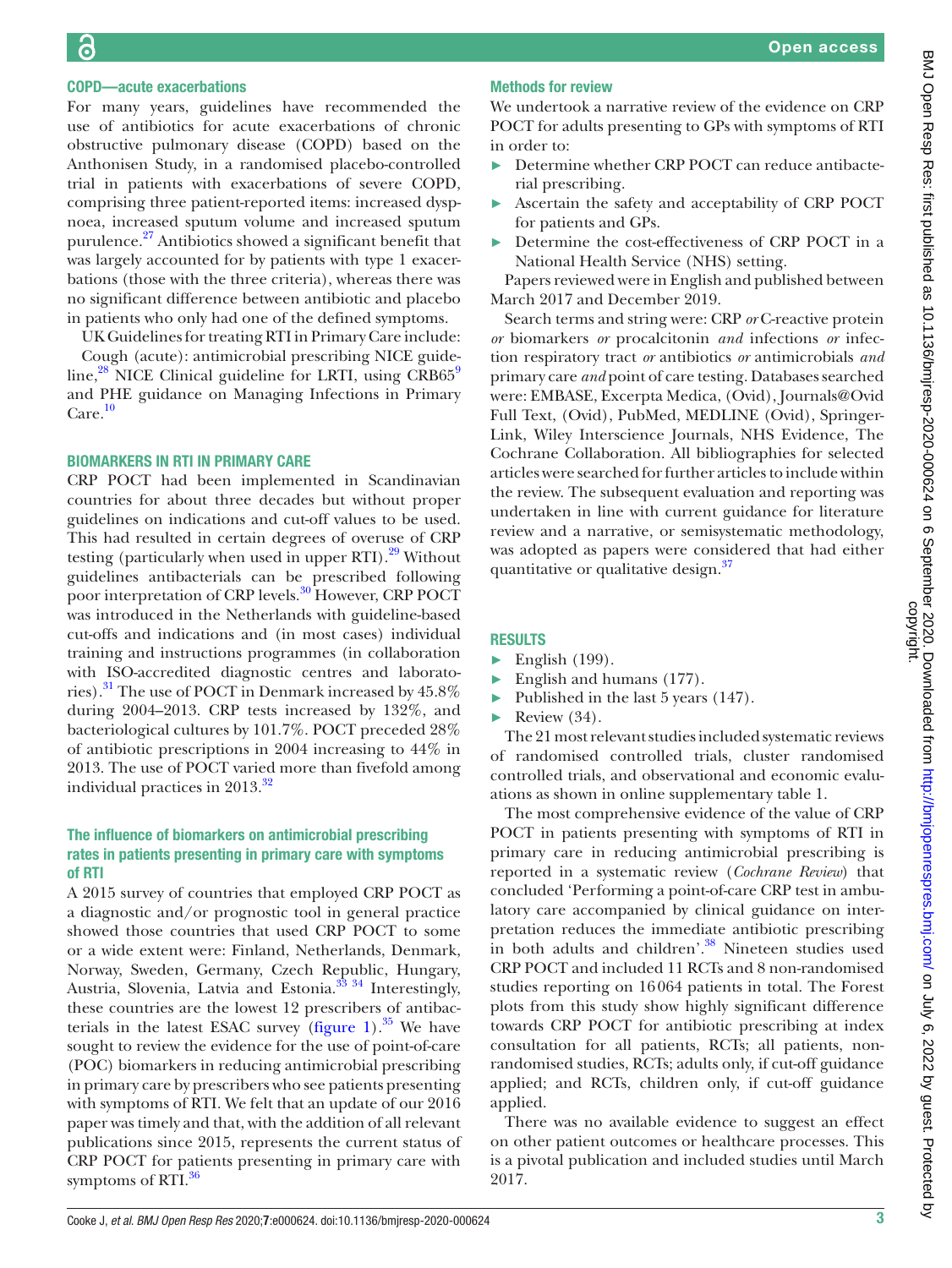## COPD—acute exacerbations

For many years, guidelines have recommended the use of antibiotics for acute exacerbations of chronic obstructive pulmonary disease (COPD) based on the Anthonisen Study, in a randomised placebo-controlled trial in patients with exacerbations of severe COPD, comprising three patient-reported items: increased dyspnoea, increased sputum volume and increased sputum purulence.[27] Antibiotics showed a significant benefit that was largely accounted for by patients with type 1 exacerbations (those with the three criteria), whereas there was no significant difference between antibiotic and placebo in patients who only had one of the defined symptoms.

UK Guidelines for treating RTI in Primary Care include: Cough (acute): antimicrobial prescribing NICE guideline,[28] NICE Clinical guideline for LRTI, using CRB65[9] and PHE guidance on Managing Infections in Primary Care.[10]

## BIOMARKERS IN RTI IN PRIMARY CARE

CRP POCT had been implemented in Scandinavian countries for about three decades but without proper guidelines on indications and cut-off values to be used. This had resulted in certain degrees of overuse of CRP testing (particularly when used in upper RTI).[29] Without guidelines antibacterials can be prescribed following poor interpretation of CRP levels.[30] However, CRP POCT was introduced in the Netherlands with guideline-based cut-offs and indications and (in most cases) individual training and instructions programmes (in collaboration with ISO-accredited diagnostic centres and laboratories).[31] The use of POCT in Denmark increased by 45.8% during 2004–2013. CRP tests increased by 132%, and bacteriological cultures by 101.7%. POCT preceded 28% of antibiotic prescriptions in 2004 increasing to 44% in 2013. The use of POCT varied more than fivefold among individual practices in 2013.[32]

### The influence of biomarkers on antimicrobial prescribing rates in patients presenting in primary care with symptoms of RTI

A 2015 survey of countries that employed CRP POCT as a diagnostic and/or prognostic tool in general practice showed those countries that used CRP POCT to some or a wide extent were: Finland, Netherlands, Denmark, Norway, Sweden, Germany, Czech Republic, Hungary, Austria, Slovenia, Latvia and Estonia.[33 34] Interestingly, these countries are the lowest 12 prescribers of antibacterials in the latest ESAC survey (figure 1).[35] We have sought to review the evidence for the use of point-of-care (POC) biomarkers in reducing antimicrobial prescribing in primary care by prescribers who see patients presenting with symptoms of RTI. We felt that an update of our 2016 paper was timely and that, with the addition of all relevant publications since 2015, represents the current status of CRP POCT for patients presenting in primary care with symptoms of RTI.[36]

## Methods for review

We undertook a narrative review of the evidence on CRP POCT for adults presenting to GPs with symptoms of RTI in order to:

- Determine whether CRP POCT can reduce antibacterial prescribing.
- Ascertain the safety and acceptability of CRP POCT for patients and GPs.
- Determine the cost-effectiveness of CRP POCT in a National Health Service (NHS) setting.

Papers reviewed were in English and published between March 2017 and December 2019.

Search terms and string were: CRP *or* C-reactive protein *or* biomarkers *or* procalcitonin *and* infections *or* infection respiratory tract *or* antibiotics *or* antimicrobials *and* primary care *and* point of care testing. Databases searched were: EMBASE, Excerpta Medica, (Ovid), Journals@Ovid Full Text, (Ovid), PubMed, MEDLINE (Ovid), SpringerLink, Wiley Interscience Journals, NHS Evidence, The Cochrane Collaboration. All bibliographies for selected articles were searched for further articles to include within the review. The subsequent evaluation and reporting was undertaken in line with current guidance for literature review and a narrative, or semisystematic methodology, was adopted as papers were considered that had either quantitative or qualitative design.[37]

## RESULTS

- English (199).
- English and humans (177).
- Published in the last 5 years (147).
- Review (34).

The 21 most relevant studies included systematic reviews of randomised controlled trials, cluster randomised controlled trials, and observational and economic evaluations as shown in online supplementary table 1.

The most comprehensive evidence of the value of CRP POCT in patients presenting with symptoms of RTI in primary care in reducing antimicrobial prescribing is reported in a systematic review (*Cochrane Review*) that concluded 'Performing a point-of-care CRP test in ambulatory care accompanied by clinical guidance on interpretation reduces the immediate antibiotic prescribing in both adults and children'.[38] Nineteen studies used CRP POCT and included 11 RCTs and 8 non-randomised studies reporting on 16 064 patients in total. The Forest plots from this study show highly significant difference towards CRP POCT for antibiotic prescribing at index consultation for all patients, RCTs; all patients, non-randomised studies, RCTs; adults only, if cut-off guidance applied; and RCTs, children only, if cut-off guidance applied.

There was no available evidence to suggest an effect on other patient outcomes or healthcare processes. This is a pivotal publication and included studies until March 2017.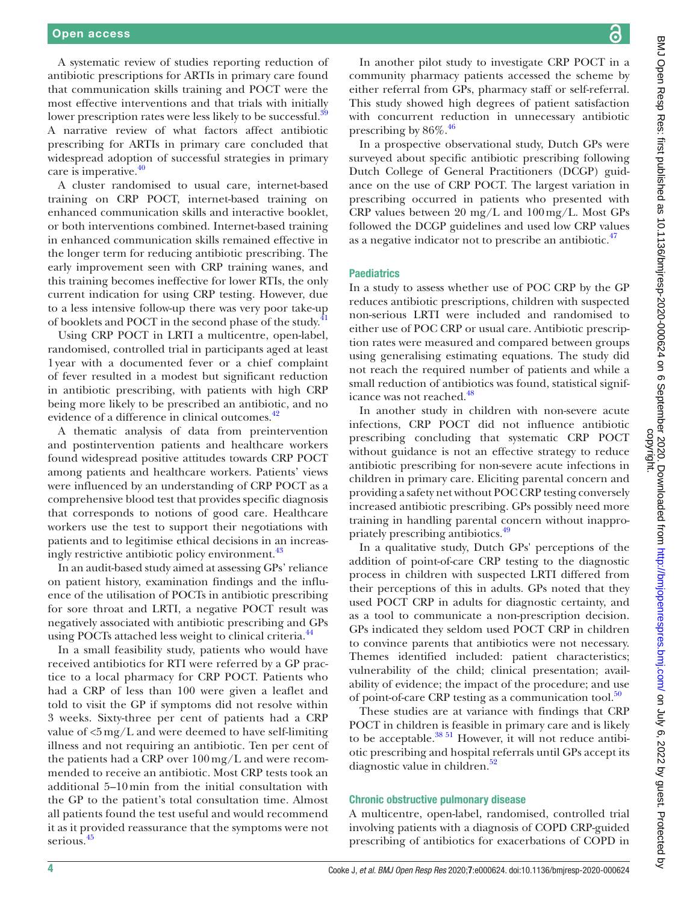A systematic review of studies reporting reduction of antibiotic prescriptions for ARTIs in primary care found that communication skills training and POCT were the most effective interventions and that trials with initially lower prescription rates were less likely to be successful.[39] A narrative review of what factors affect antibiotic prescribing for ARTIs in primary care concluded that widespread adoption of successful strategies in primary care is imperative.[40]

A cluster randomised to usual care, internet-based training on CRP POCT, internet-based training on enhanced communication skills and interactive booklet, or both interventions combined. Internet-based training in enhanced communication skills remained effective in the longer term for reducing antibiotic prescribing. The early improvement seen with CRP training wanes, and this training becomes ineffective for lower RTIs, the only current indication for using CRP testing. However, due to a less intensive follow-up there was very poor take-up of booklets and POCT in the second phase of the study.[41]

Using CRP POCT in LRTI a multicentre, open-label, randomised, controlled trial in participants aged at least 1 year with a documented fever or a chief complaint of fever resulted in a modest but significant reduction in antibiotic prescribing, with patients with high CRP being more likely to be prescribed an antibiotic, and no evidence of a difference in clinical outcomes.[42]

A thematic analysis of data from preintervention and postintervention patients and healthcare workers found widespread positive attitudes towards CRP POCT among patients and healthcare workers. Patients' views were influenced by an understanding of CRP POCT as a comprehensive blood test that provides specific diagnosis that corresponds to notions of good care. Healthcare workers use the test to support their negotiations with patients and to legitimise ethical decisions in an increasingly restrictive antibiotic policy environment.[43]

In an audit-based study aimed at assessing GPs' reliance on patient history, examination findings and the influence of the utilisation of POCTs in antibiotic prescribing for sore throat and LRTI, a negative POCT result was negatively associated with antibiotic prescribing and GPs using POCTs attached less weight to clinical criteria.[44]

In a small feasibility study, patients who would have received antibiotics for RTI were referred by a GP practice to a local pharmacy for CRP POCT. Patients who had a CRP of less than 100 were given a leaflet and told to visit the GP if symptoms did not resolve within 3 weeks. Sixty-three per cent of patients had a CRP value of <5 mg/L and were deemed to have self-limiting illness and not requiring an antibiotic. Ten per cent of the patients had a CRP over 100 mg/L and were recommended to receive an antibiotic. Most CRP tests took an additional 5–10 min from the initial consultation with the GP to the patient's total consultation time. Almost all patients found the test useful and would recommend it as it provided reassurance that the symptoms were not serious.[45]

In another pilot study to investigate CRP POCT in a community pharmacy patients accessed the scheme by either referral from GPs, pharmacy staff or self-referral. This study showed high degrees of patient satisfaction with concurrent reduction in unnecessary antibiotic prescribing by 86%.[46]

In a prospective observational study, Dutch GPs were surveyed about specific antibiotic prescribing following Dutch College of General Practitioners (DCGP) guidance on the use of CRP POCT. The largest variation in prescribing occurred in patients who presented with CRP values between 20 mg/L and 100 mg/L. Most GPs followed the DCGP guidelines and used low CRP values as a negative indicator not to prescribe an antibiotic.[47]

## Paediatrics

In a study to assess whether use of POC CRP by the GP reduces antibiotic prescriptions, children with suspected non-serious LRTI were included and randomised to either use of POC CRP or usual care. Antibiotic prescription rates were measured and compared between groups using generalising estimating equations. The study did not reach the required number of patients and while a small reduction of antibiotics was found, statistical significance was not reached.[48]

In another study in children with non-severe acute infections, CRP POCT did not influence antibiotic prescribing concluding that systematic CRP POCT without guidance is not an effective strategy to reduce antibiotic prescribing for non-severe acute infections in children in primary care. Eliciting parental concern and providing a safety net without POC CRP testing conversely increased antibiotic prescribing. GPs possibly need more training in handling parental concern without inappropriately prescribing antibiotics.[49]

In a qualitative study, Dutch GPs' perceptions of the addition of point-of-care CRP testing to the diagnostic process in children with suspected LRTI differed from their perceptions of this in adults. GPs noted that they used POCT CRP in adults for diagnostic certainty, and as a tool to communicate a non-prescription decision. GPs indicated they seldom used POCT CRP in children to convince parents that antibiotics were not necessary. Themes identified included: patient characteristics; vulnerability of the child; clinical presentation; availability of evidence; the impact of the procedure; and use of point-of-care CRP testing as a communication tool.[50]

These studies are at variance with findings that CRP POCT in children is feasible in primary care and is likely to be acceptable.[38,51] However, it will not reduce antibiotic prescribing and hospital referrals until GPs accept its diagnostic value in children.[52]

## Chronic obstructive pulmonary disease

A multicentre, open-label, randomised, controlled trial involving patients with a diagnosis of COPD CRP-guided prescribing of antibiotics for exacerbations of COPD in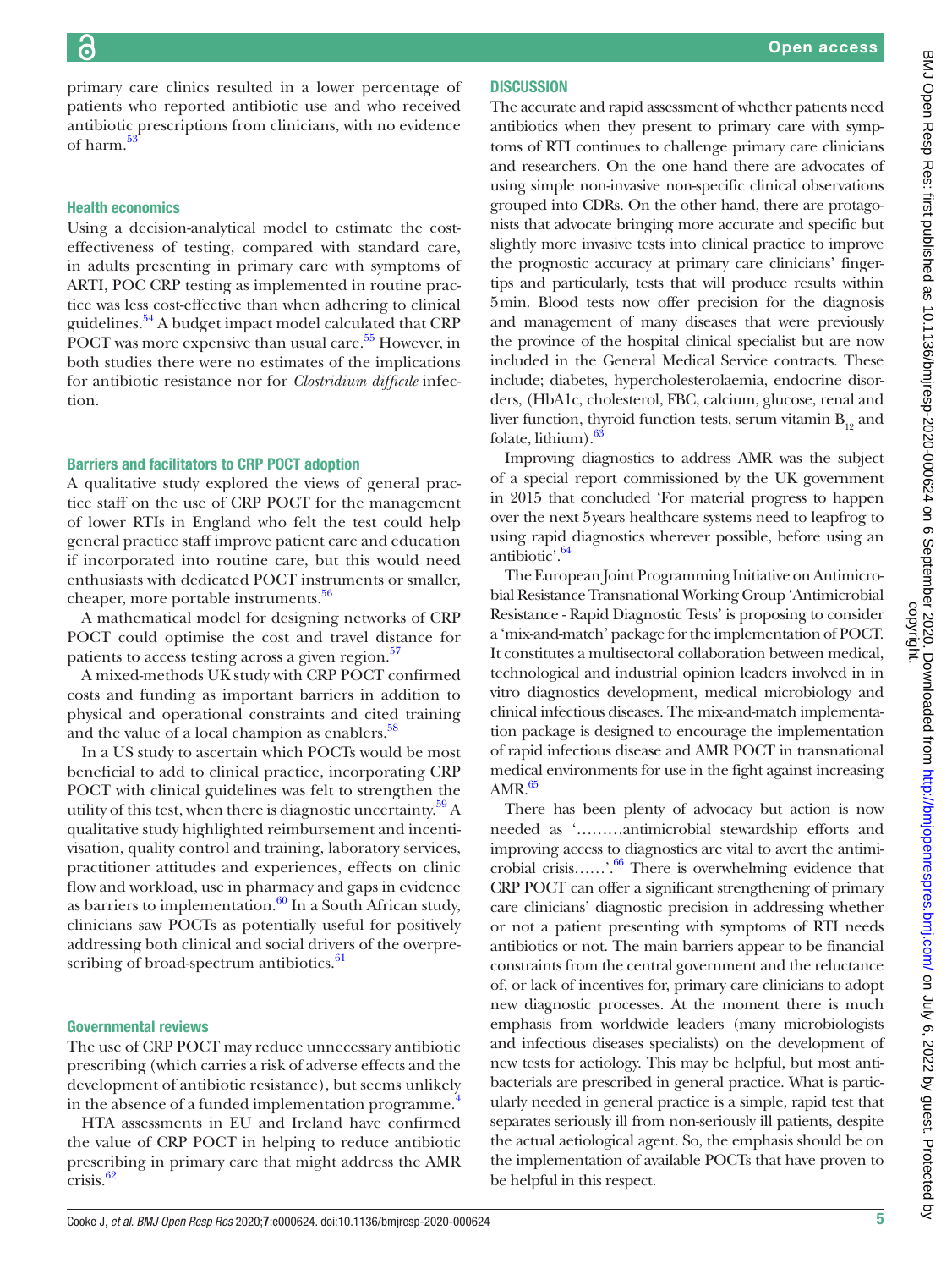primary care clinics resulted in a lower percentage of patients who reported antibiotic use and who received antibiotic prescriptions from clinicians, with no evidence of harm.[53]

### Health economics

Using a decision-analytical model to estimate the cost-effectiveness of testing, compared with standard care, in adults presenting in primary care with symptoms of ARTI, POC CRP testing as implemented in routine practice was less cost-effective than when adhering to clinical guidelines.[54] A budget impact model calculated that CRP POCT was more expensive than usual care.[55] However, in both studies there were no estimates of the implications for antibiotic resistance nor for *Clostridium difficile* infection.

### Barriers and facilitators to CRP POCT adoption

A qualitative study explored the views of general practice staff on the use of CRP POCT for the management of lower RTIs in England who felt the test could help general practice staff improve patient care and education if incorporated into routine care, but this would need enthusiasts with dedicated POCT instruments or smaller, cheaper, more portable instruments.[56]

A mathematical model for designing networks of CRP POCT could optimise the cost and travel distance for patients to access testing across a given region.[57]

A mixed-methods UK study with CRP POCT confirmed costs and funding as important barriers in addition to physical and operational constraints and cited training and the value of a local champion as enablers.[58]

In a US study to ascertain which POCTs would be most beneficial to add to clinical practice, incorporating CRP POCT with clinical guidelines was felt to strengthen the utility of this test, when there is diagnostic uncertainty.[59] A qualitative study highlighted reimbursement and incentivisation, quality control and training, laboratory services, practitioner attitudes and experiences, effects on clinic flow and workload, use in pharmacy and gaps in evidence as barriers to implementation.[60] In a South African study, clinicians saw POCTs as potentially useful for positively addressing both clinical and social drivers of the overprescribing of broad-spectrum antibiotics.[61]

### Governmental reviews

The use of CRP POCT may reduce unnecessary antibiotic prescribing (which carries a risk of adverse effects and the development of antibiotic resistance), but seems unlikely in the absence of a funded implementation programme.[4]

HTA assessments in EU and Ireland have confirmed the value of CRP POCT in helping to reduce antibiotic prescribing in primary care that might address the AMR crisis.[62]

## DISCUSSION

The accurate and rapid assessment of whether patients need antibiotics when they present to primary care with symptoms of RTI continues to challenge primary care clinicians and researchers. On the one hand there are advocates of using simple non-invasive non-specific clinical observations grouped into CDRs. On the other hand, there are protagonists that advocate bringing more accurate and specific but slightly more invasive tests into clinical practice to improve the prognostic accuracy at primary care clinicians' fingertips and particularly, tests that will produce results within 5min. Blood tests now offer precision for the diagnosis and management of many diseases that were previously the province of the hospital clinical specialist but are now included in the General Medical Service contracts. These include; diabetes, hypercholesterolaemia, endocrine disorders, (HbA1c, cholesterol, FBC, calcium, glucose, renal and liver function, thyroid function tests, serum vitamin $B_{12}$ and folate, lithium).[63]

Improving diagnostics to address AMR was the subject of a special report commissioned by the UK government in 2015 that concluded 'For material progress to happen over the next 5years healthcare systems need to leapfrog to using rapid diagnostics wherever possible, before using an antibiotic'.[64]

The European Joint Programming Initiative on Antimicrobial Resistance Transnational Working Group 'Antimicrobial Resistance - Rapid Diagnostic Tests' is proposing to consider a 'mix-and-match' package for the implementation of POCT. It constitutes a multisectoral collaboration between medical, technological and industrial opinion leaders involved in in vitro diagnostics development, medical microbiology and clinical infectious diseases. The mix-and-match implementation package is designed to encourage the implementation of rapid infectious disease and AMR POCT in transnational medical environments for use in the fight against increasing AMR.[65]

There has been plenty of advocacy but action is now needed as '………antimicrobial stewardship efforts and improving access to diagnostics are vital to avert the antimicrobial crisis……'.[66] There is overwhelming evidence that CRP POCT can offer a significant strengthening of primary care clinicians' diagnostic precision in addressing whether or not a patient presenting with symptoms of RTI needs antibiotics or not. The main barriers appear to be financial constraints from the central government and the reluctance of, or lack of incentives for, primary care clinicians to adopt new diagnostic processes. At the moment there is much emphasis from worldwide leaders (many microbiologists and infectious diseases specialists) on the development of new tests for aetiology. This may be helpful, but most antibacterials are prescribed in general practice. What is particularly needed in general practice is a simple, rapid test that separates seriously ill from non-seriously ill patients, despite the actual aetiological agent. So, the emphasis should be on the implementation of available POCTs that have proven to be helpful in this respect.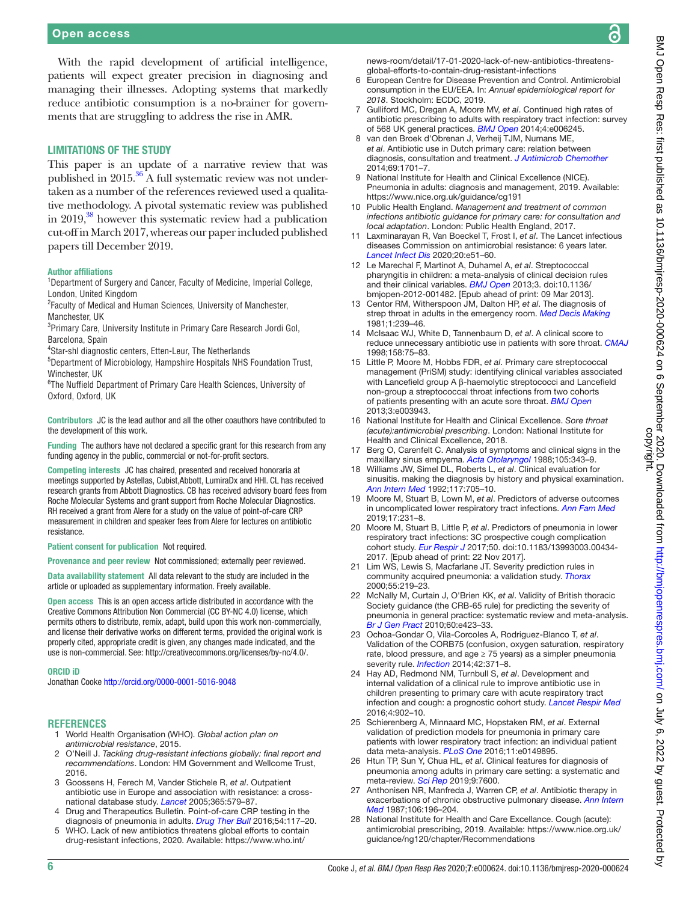With the rapid development of artificial intelligence, patients will expect greater precision in diagnosing and managing their illnesses. Adopting systems that markedly reduce antibiotic consumption is a no-brainer for governments that are struggling to address the rise in AMR.

## LIMITATIONS OF THE STUDY

This paper is an update of a narrative review that was published in 2015.[36] A full systematic review was not undertaken as a number of the references reviewed used a qualitative methodology. A pivotal systematic review was published in 2019,[38] however this systematic review had a publication cut-off in March 2017, whereas our paper included published papers till December 2019.

**Author affiliations**

[1]Department of Surgery and Cancer, Faculty of Medicine, Imperial College, London, United Kingdom
[2]Faculty of Medical and Human Sciences, University of Manchester, Manchester, UK
[3]Primary Care, University Institute in Primary Care Research Jordi Gol, Barcelona, Spain
[4]Star-shl diagnostic centers, Etten-Leur, The Netherlands
[5]Department of Microbiology, Hampshire Hospitals NHS Foundation Trust, Winchester, UK
[6]The Nuffield Department of Primary Care Health Sciences, University of Oxford, Oxford, UK

**Contributors** JC is the lead author and all the other coauthors have contributed to the development of this work.

**Funding** The authors have not declared a specific grant for this research from any funding agency in the public, commercial or not-for-profit sectors.

**Competing interests** JC has chaired, presented and received honoraria at meetings supported by Astellas, Cubist,Abbott, LumiraDx and HHI. CL has received research grants from Abbott Diagnostics. CB has received advisory board fees from Roche Molecular Systems and grant support from Roche Molecular Diagnostics. RH received a grant from Alere for a study on the value of point-of-care CRP measurement in children and speaker fees from Alere for lectures on antibiotic resistance.

**Patient consent for publication** Not required.

**Provenance and peer review** Not commissioned; externally peer reviewed.

**Data availability statement** All data relevant to the study are included in the article or uploaded as supplementary information. Freely available.

**Open access** This is an open access article distributed in accordance with the Creative Commons Attribution Non Commercial (CC BY-NC 4.0) license, which permits others to distribute, remix, adapt, build upon this work non-commercially, and license their derivative works on different terms, provided the original work is properly cited, appropriate credit is given, any changes made indicated, and the use is non-commercial. See: http://creativecommons.org/licenses/by-nc/4.0/.

**ORCID iD**

Jonathan Cooke http://orcid.org/0000-0001-5016-9048

## REFERENCES

1. World Health Organisation (WHO). *Global action plan on antimicrobial resistance*, 2015.
2. O'Neill J. *Tackling drug-resistant infections globally: final report and recommendations*. London: HM Government and Wellcome Trust, 2016.
3. Goossens H, Ferech M, Vander Stichele R, *et al*. Outpatient antibiotic use in Europe and association with resistance: a cross-national database study. *Lancet* 2005;365:579–87.
4. Drug and Therapeutics Bulletin. Point-of-care CRP testing in the diagnosis of pneumonia in adults. *Drug Ther Bull* 2016;54:117–20.
5. WHO. Lack of new antibiotics threatens global efforts to contain drug-resistant infections, 2020. Available: https://www.who.int/news-room/detail/17-01-2020-lack-of-new-antibiotics-threatens-global-efforts-to-contain-drug-resistant-infections
6. European Centre for Disease Prevention and Control. Antimicrobial consumption in the EU/EEA. In: *Annual epidemiological report for 2018*. Stockholm: ECDC, 2019.
7. Gulliford MC, Dregan A, Moore MV, *et al*. Continued high rates of antibiotic prescribing to adults with respiratory tract infection: survey of 568 UK general practices. *BMJ Open* 2014;4:e006245.
8. van den Broek d'Obrenan J, Verheij TJM, Numans ME, *et al*. Antibiotic use in Dutch primary care: relation between diagnosis, consultation and treatment. *J Antimicrob Chemother* 2014;69:1701–7.
9. National Health and Clinical Excellence (NICE). Pneumonia in adults: diagnosis and management, 2019. Available: https://www.nice.org.uk/guidance/cg191
10. Public Health England. *Management and treatment of common infections antibiotic guidance for primary care: for consultation and local adaptation*. London: Public Health England, 2017.
11. Laxminarayan R, Van Boeckel T, Frost I, *et al*. The Lancet infectious diseases Commission on antimicrobial resistance: 6 years later. *Lancet Infect Dis* 2020;20:e51–60.
12. Le Marechal F, Martinot A, Duhamel A, *et al*. Streptococcal pharyngitis in children: a meta-analysis of clinical decision rules and their clinical variables. *BMJ Open* 2013;3. doi:10.1136/bmjopen-2012-001482. [Epub ahead of print: 09 Mar 2013].
13. Centor RM, Witherspoon JM, Dalton HP, *et al*. The diagnosis of strep throat in adults in the emergency room. *Med Decis Making* 1981;1:239–46.
14. McIsaac WJ, White D, Tannenbaum D, *et al*. A clinical score to reduce unnecessary antibiotic use in patients with sore throat. *CMAJ* 1998;158:75–83.
15. Little P, Moore M, Hobbs FDR, *et al*. Primary care streptococcal management (PriSM) study: identifying clinical variables associated with Lancefield group A β-haemolytic streptococci and Lancefield non-group a streptococcal throat infections from two cohorts of patients presenting with an acute sore throat. *BMJ Open* 2013;3:e003943.
16. National Institute for Health and Clinical Excellence. *Sore throat (acute):antimicrobial prescribing*. London: National Institute for Health and Clinical Excellence, 2018.
17. Berg O, Carenfelt C. Analysis of symptoms and clinical signs in the maxillary sinus empyema. *Acta Otolaryngol* 1988;105:343–9.
18. Williams JW, Simel DL, Roberts L, *et al*. Clinical evaluation for sinusitis. making the diagnosis by history and physical examination. *Ann Intern Med* 1992;117:705–10.
19. Moore M, Stuart B, Lown M, *et al*. Predictors of adverse outcomes in uncomplicated lower respiratory tract infections. *Ann Fam Med* 2019;17:231–8.
20. Moore M, Stuart B, Little P, *et al*. Predictors of pneumonia in lower respiratory tract infections: 3C prospective cough complication cohort study. *Eur Respir J* 2017;50. doi:10.1183/13993003.00434-2017. [Epub ahead of print: 22 Nov 2017].
21. Lim WS, Lewis S, Macfarlane JT. Severity prediction rules in community acquired pneumonia: a validation study. *Thorax* 2000;55:219–23.
22. McNally M, Curtain J, O'Brien KK, *et al*. Validity of British thoracic Society guidance (the CRB-65 rule) for predicting the severity of pneumonia in general practice: systematic review and meta-analysis. *Br J Gen Pract* 2010;60:e423–33.
23. Ochoa-Gondar O, Vila-Corcoles A, Rodriguez-Blanco T, *et al*. Validation of the CORB75 (confusion, oxygen saturation, respiratory rate, blood pressure, and age ≥ 75 years) as a simpler pneumonia severity rule. *Infection* 2014;42:371–8.
24. Hay AD, Redmond NM, Turnbull S, *et al*. Development and internal validation of a clinical rule to improve antibiotic use in children presenting to primary care with acute respiratory tract infection and cough: a prognostic cohort study. *Lancet Respir Med* 2016;4:902–10.
25. Schierenberg A, Minnaard MC, Hopstaken RM, *et al*. External validation of prediction models for pneumonia in primary care patients with lower respiratory tract infection: an individual patient data meta-analysis. *PLoS One* 2016;11:e0149895.
26. Htun TP, Sun Y, Chua HL, *et al*. Clinical features for diagnosis of pneumonia among adults in primary care setting: a systematic and meta-review. *Sci Rep* 2019;9:7600.
27. Anthonisen NR, Manfreda J, Warren CP, *et al*. Antibiotic therapy in exacerbations of chronic obstructive pulmonary disease. *Ann Intern Med* 1987;106:196–204.
28. National Institute for Health and Care Excellance. Cough (acute): antimicrobial prescribing, 2019. Available: https://www.nice.org.uk/guidance/ng120/chapter/Recommendations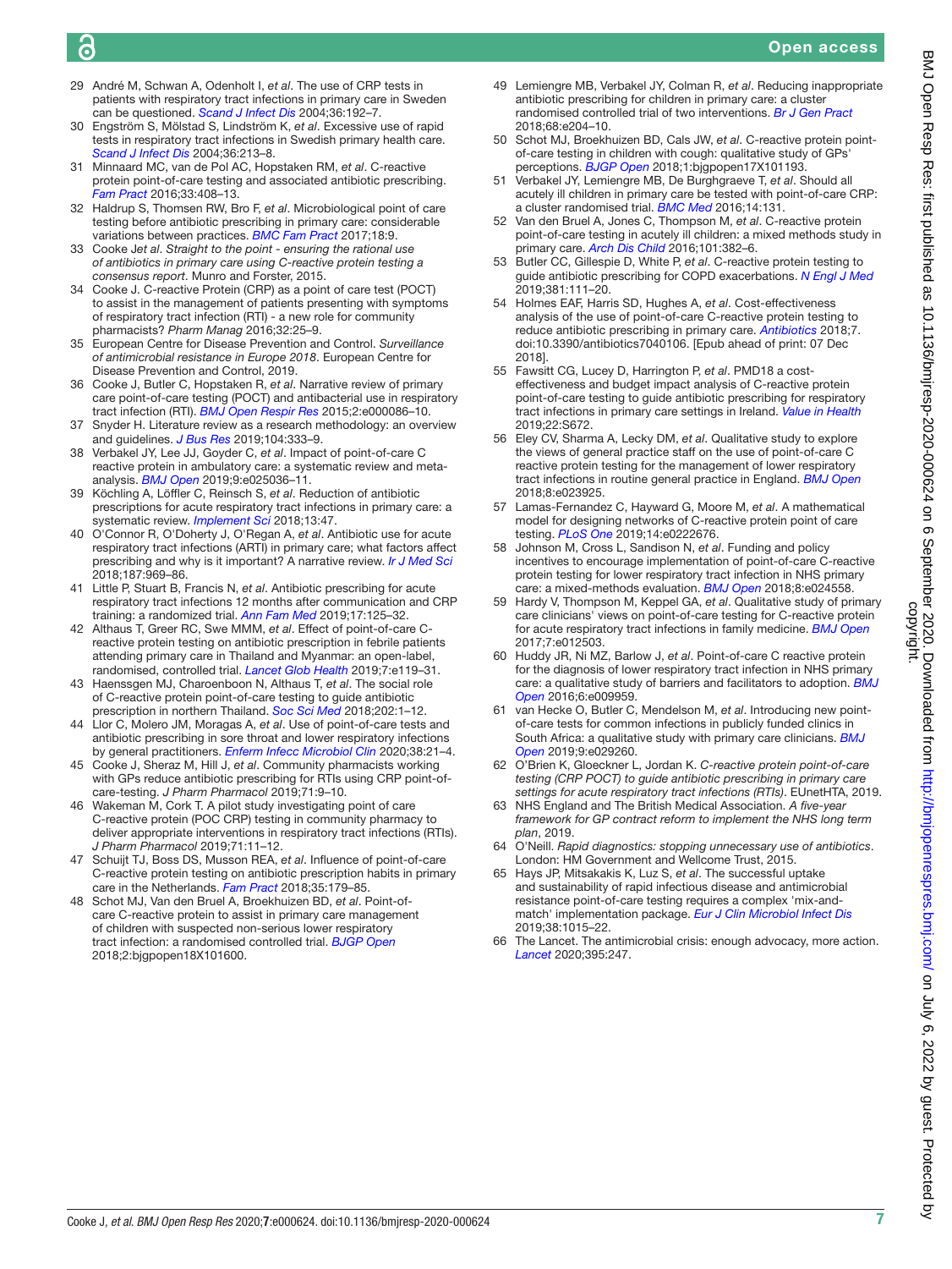29 André M, Schwan A, Odenholt I, *et al*. The use of CRP tests in patients with respiratory tract infections in primary care in Sweden can be questioned. *Scand J Infect Dis* 2004;36:192–7.

30 Engström S, Mölstad S, Lindström K, *et al*. Excessive use of rapid tests in respiratory tract infections in Swedish primary health care. *Scand J Infect Dis* 2004;36:213–8.

31 Minnaard MC, van de Pol AC, Hopstaken RM, *et al*. C-reactive protein point-of-care testing and associated antibiotic prescribing. *Fam Pract* 2016;33:408–13.

32 Haldrup S, Thomsen RW, Bro F, *et al*. Microbiological point of care testing before antibiotic prescribing in primary care: considerable variations between practices. *BMC Fam Pract* 2017;18:9.

33 Cooke J*et al*. *Straight to the point - ensuring the rational use of antibiotics in primary care using C-reactive protein testing a consensus report*. Munro and Forster, 2015.

34 Cooke J. C-reactive Protein (CRP) as a point of care test (POCT) to assist in the management of patients presenting with symptoms of respiratory tract infection (RTI) - a new role for community pharmacists? *Pharm Manag* 2016;32:25–9.

35 European Centre for Disease Prevention and Control. *Surveillance of antimicrobial resistance in Europe 2018*. European Centre for Disease Prevention and Control, 2019.

36 Cooke J, Butler C, Hopstaken R, *et al*. Narrative review of primary care point-of-care testing (POCT) and antibacterial use in respiratory tract infection (RTI). *BMJ Open Respir Res* 2015;2:e000086–10.

37 Snyder H. Literature review as a research methodology: an overview and guidelines. *J Bus Res* 2019;104:333–9.

38 Verbakel JY, Lee JJ, Goyder C, *et al*. Impact of point-of-care C reactive protein in ambulatory care: a systematic review and meta-analysis. *BMJ Open* 2019;9:e025036–11.

39 Köchling A, Löffler C, Reinsch S, *et al*. Reduction of antibiotic prescriptions for acute respiratory tract infections in primary care: a systematic review. *Implement Sci* 2018;13:47.

40 O'Connor R, O'Doherty J, O'Regan A, *et al*. Antibiotic use for acute respiratory tract infections (ARTI) in primary care; what factors affect prescribing and why is it important? A narrative review. *Ir J Med Sci* 2018;187:969–86.

41 Little P, Stuart B, Francis N, *et al*. Antibiotic prescribing for acute respiratory tract infections 12 months after communication and CRP training: a randomized trial. *Ann Fam Med* 2019;17:125–32.

42 Althaus T, Greer RC, Swe MMM, *et al*. Effect of point-of-care C-reactive protein testing on antibiotic prescription in febrile patients attending primary care in Thailand and Myanmar: an open-label, randomised, controlled trial. *Lancet Glob Health* 2019;7:e119–31.

43 Haenssgen MJ, Charoenboon N, Althaus T, *et al*. The social role of C-reactive protein point-of-care testing to guide antibiotic prescription in northern Thailand. *Soc Sci Med* 2018;202:1–12.

44 Llor C, Molero JM, Moragas A, *et al*. Use of point-of-care tests and antibiotic prescribing in sore throat and lower respiratory infections by general practitioners. *Enferm Infecc Microbiol Clin* 2020;38:21–4.

45 Cooke J, Sheraz M, Hill J, *et al*. Community pharmacists working with GPs reduce antibiotic prescribing for RTIs using CRP point-of-care-testing. *J Pharm Pharmacol* 2019;71:9–10.

46 Wakeman M, Cork T. A pilot study investigating point of care C-reactive protein (POC CRP) testing in community pharmacy to deliver appropriate interventions in respiratory tract infections (RTIs). *J Pharm Pharmacol* 2019;71:11–12.

47 Schuijt TJ, Boss DS, Musson REA, *et al*. Influence of point-of-care C-reactive protein testing on antibiotic prescription habits in primary care in the Netherlands. *Fam Pract* 2018;35:179–85.

48 Schot MJ, Van den Bruel A, Broekhuizen BD, *et al*. Point-of-care C-reactive protein to assist in primary care management of children with suspected non-serious lower respiratory tract infection: a randomised controlled trial. *BJGP Open* 2018;2:bjgpopen18X101600.

49 Lemiengre MB, Verbakel JY, Colman R, *et al*. Reducing inappropriate antibiotic prescribing for children in primary care: a cluster randomised controlled trial of two interventions. *Br J Gen Pract* 2018;68:e204–10.

50 Schot MJ, Broekhuizen BD, Cals JW, *et al*. C-reactive protein point-of-care testing in children with cough: qualitative study of GPs' perceptions. *BJGP Open* 2018;1:bjgpopen17X101193.

51 Verbakel JY, Lemiengre MB, De Burghgraeve T, *et al*. Should all acutely ill children in primary care be tested with point-of-care CRP: a cluster randomised trial. *BMC Med* 2016;14:131.

52 Van den Bruel A, Jones C, Thompson M, *et al*. C-reactive protein point-of-care testing in acutely ill children: a mixed methods study in primary care. *Arch Dis Child* 2016;101:382–6.

53 Butler CC, Gillespie D, White P, *et al*. C-reactive protein testing to guide antibiotic prescribing for COPD exacerbations. *N Engl J Med* 2019;381:111–20.

54 Holmes EAF, Harris SD, Hughes A, *et al*. Cost-effectiveness analysis of the use of point-of-care C-reactive protein testing to reduce antibiotic prescribing in primary care. *Antibiotics* 2018;7. doi:10.3390/antibiotics7040106. [Epub ahead of print: 07 Dec 2018].

55 Fawsitt CG, Lucey D, Harrington P, *et al*. PMD18 a cost-effectiveness and budget impact analysis of C-reactive protein point-of-care testing to guide antibiotic prescribing for respiratory tract infections in primary care settings in Ireland. *Value in Health* 2019;22:S672.

56 Eley CV, Sharma A, Lecky DM, *et al*. Qualitative study to explore the views of general practice staff on the use of point-of-care C reactive protein testing for the management of lower respiratory tract infections in routine general practice in England. *BMJ Open* 2018;8:e023925.

57 Lamas-Fernandez C, Hayward G, Moore M, *et al*. A mathematical model for designing networks of C-reactive protein point of care testing. *PLoS One* 2019;14:e0222676.

58 Johnson M, Cross L, Sandison N, *et al*. Funding and policy incentives to encourage implementation of point-of-care C-reactive protein testing for lower respiratory tract infection in NHS primary care: a mixed-methods evaluation. *BMJ Open* 2018;8:e024558.

59 Hardy V, Thompson M, Keppel GA, *et al*. Qualitative study of primary care clinicians' views on point-of-care testing for C-reactive protein for acute respiratory tract infections in family medicine. *BMJ Open* 2017;7:e012503.

60 Huddy JR, Ni MZ, Barlow J, *et al*. Point-of-care C reactive protein for the diagnosis of lower respiratory tract infection in NHS primary care: a qualitative study of barriers and facilitators to adoption. *BMJ Open* 2016;6:e009959.

61 van Hecke O, Butler C, Mendelson M, *et al*. Introducing new point-of-care tests for common infections in publicly funded clinics in South Africa: a qualitative study with primary care clinicians. *BMJ Open* 2019;9:e029260.

62 O'Brien K, Gloeckner L, Jordan K. *C-reactive protein point-of-care testing (CRP POCT) to guide antibiotic prescribing in primary care settings for acute respiratory tract infections (RTIs)*. EUnetHTA, 2019.

63 NHS England and The British Medical Association. *A five-year framework for GP contract reform to implement the NHS long term plan*, 2019.

64 O'Neill. *Rapid diagnostics: stopping unnecessary use of antibiotics*. London: HM Government and Wellcome Trust, 2015.

65 Hays JP, Mitsakakis K, Luz S, *et al*. The successful uptake and sustainability of rapid infectious disease and antimicrobial resistance point-of-care testing requires a complex 'mix-and-match' implementation package. *Eur J Clin Microbiol Infect Dis* 2019;38:1015–22.

66 The Lancet. The antimicrobial crisis: enough advocacy, more action. *Lancet* 2020;395:247.